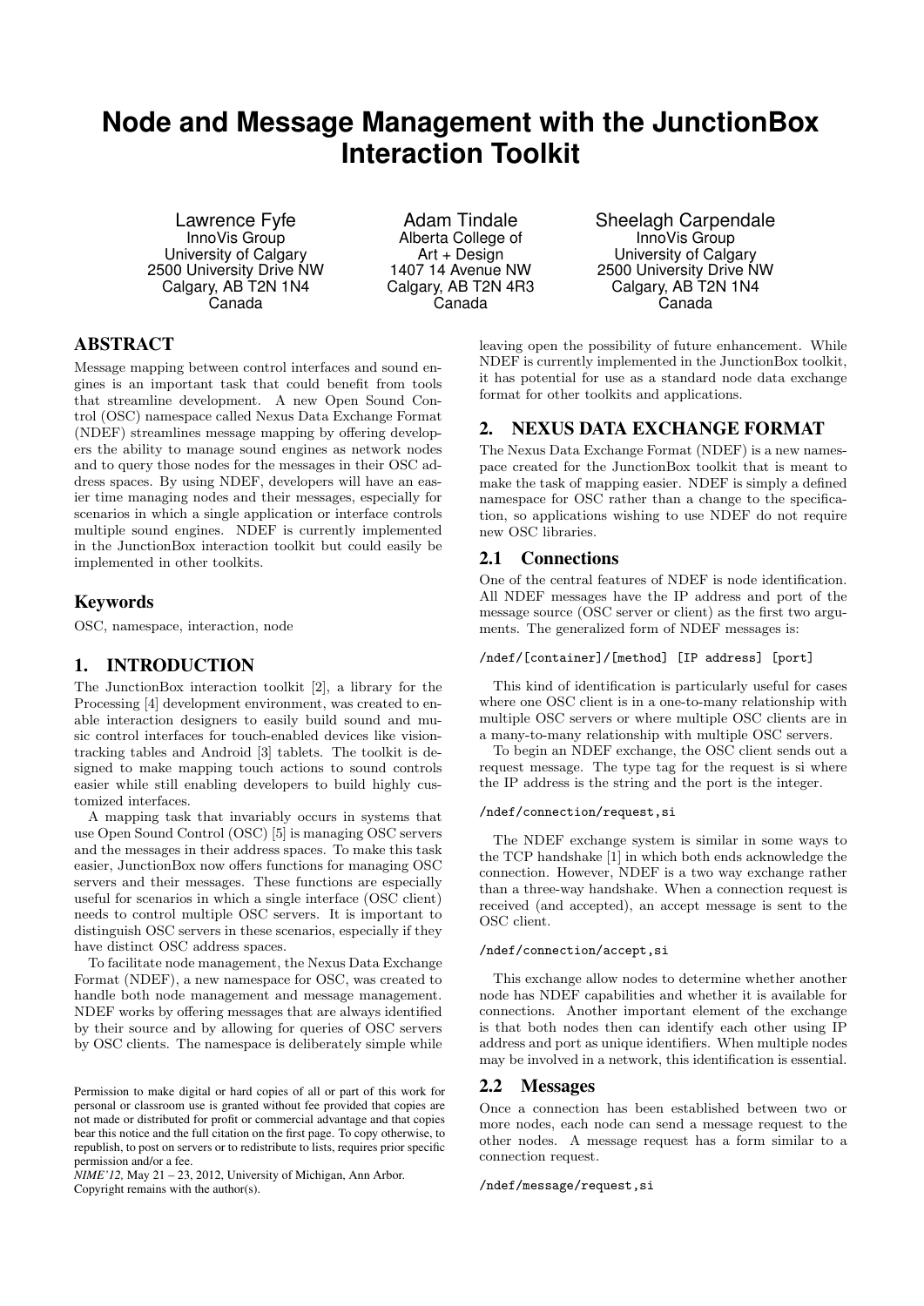# Node and Message Management with the JunctionBox Interaction Toolkit

Lawrence Fyfe
InnoVis Group
University of Calgary
2500 University Drive NW
Calgary, AB T2N 1N4
Canada

Adam Tindale
Alberta College of Art + Design
1407 14 Avenue NW
Calgary, AB T2N 4R3
Canada

Sheelagh Carpendale
InnoVis Group
University of Calgary
2500 University Drive NW
Calgary, AB T2N 1N4
Canada

## ABSTRACT

Message mapping between control interfaces and sound engines is an important task that could benefit from tools that streamline development. A new Open Sound Control (OSC) namespace called Nexus Data Exchange Format (NDEF) streamlines message mapping by offering developers the ability to manage sound engines as network nodes and to query those nodes for the messages in their OSC address spaces. By using NDEF, developers will have an easier time managing nodes and their messages, especially for scenarios in which a single application or interface controls multiple sound engines. NDEF is currently implemented in the JunctionBox interaction toolkit but could easily be implemented in other toolkits.

## Keywords

OSC, namespace, interaction, node

## 1. INTRODUCTION

The JunctionBox interaction toolkit [2], a library for the Processing [4] development environment, was created to enable interaction designers to easily build sound and music control interfaces for touch-enabled devices like vision-tracking tables and Android [3] tablets. The toolkit is designed to make mapping touch actions to sound controls easier while still enabling developers to build highly customized interfaces.

A mapping task that invariably occurs in systems that use Open Sound Control (OSC) [5] is managing OSC servers and the messages in their address spaces. To make this task easier, JunctionBox now offers functions for managing OSC servers and their messages. These functions are especially useful for scenarios in which a single interface (OSC client) needs to control multiple OSC servers. It is important to distinguish OSC servers in these scenarios, especially if they have distinct OSC address spaces.

To facilitate node management, the Nexus Data Exchange Format (NDEF), a new namespace for OSC, was created to handle both node management and message management. NDEF works by offering messages that are always identified by their source and by allowing for queries of OSC servers by OSC clients. The namespace is deliberately simple while leaving open the possibility of future enhancement. While NDEF is currently implemented in the JunctionBox toolkit, it has potential for use as a standard node data exchange format for other toolkits and applications.

Permission to make digital or hard copies of all or part of this work for personal or classroom use is granted without fee provided that copies are not made or distributed for profit or commercial advantage and that copies bear this notice and the full citation on the first page. To copy otherwise, to republish, to post on servers or to redistribute to lists, requires prior specific permission and/or a fee.
*NIME'12*, May 21 – 23, 2012, University of Michigan, Ann Arbor.
Copyright remains with the author(s).

## 2. NEXUS DATA EXCHANGE FORMAT

The Nexus Data Exchange Format (NDEF) is a new namespace created for the JunctionBox toolkit that is meant to make the task of mapping easier. NDEF is simply a defined namespace for OSC rather than a change to the specification, so applications wishing to use NDEF do not require new OSC libraries.

### 2.1 Connections

One of the central features of NDEF is node identification. All NDEF messages have the IP address and port of the message source (OSC server or client) as the first two arguments. The generalized form of NDEF messages is:

```
/ndef/[container]/[method] [IP address] [port]
```

This kind of identification is particularly useful for cases where one OSC client is in a one-to-many relationship with multiple OSC servers or where multiple OSC clients are in a many-to-many relationship with multiple OSC servers.

To begin an NDEF exchange, the OSC client sends out a request message. The type tag for the request is si where the IP address is the string and the port is the integer.

```
/ndef/connection/request,si
```

The NDEF exchange system is similar in some ways to the TCP handshake [1] in which both ends acknowledge the connection. However, NDEF is a two way exchange rather than a three-way handshake. When a connection request is received (and accepted), an accept message is sent to the OSC client.

```
/ndef/connection/accept,si
```

This exchange allow nodes to determine whether another node has NDEF capabilities and whether it is available for connections. Another important element of the exchange is that both nodes then can identify each other using IP address and port as unique identifiers. When multiple nodes may be involved in a network, this identification is essential.

### 2.2 Messages

Once a connection has been established between two or more nodes, each node can send a message request to the other nodes. A message request has a form similar to a connection request.

```
/ndef/message/request,si
```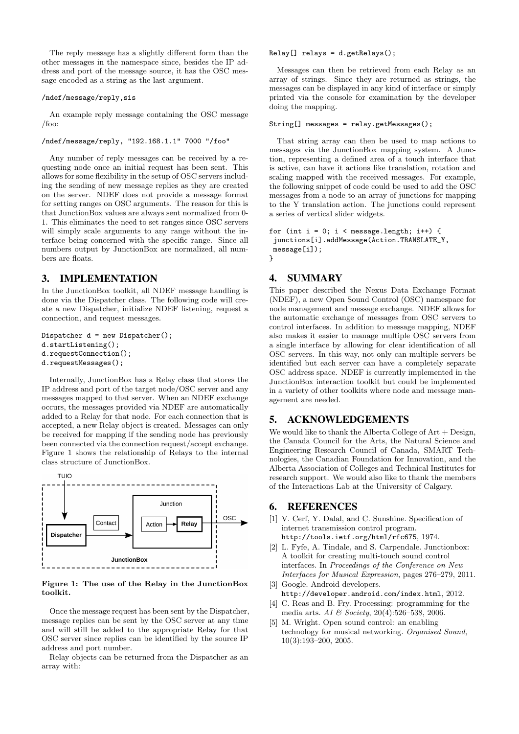The reply message has a slightly different form than the other messages in the namespace since, besides the IP address and port of the message source, it has the OSC message encoded as a string as the last argument.

```
/ndef/message/reply,sis
```

An example reply message containing the OSC message /foo:

```
/ndef/message/reply, "192.168.1.1" 7000 "/foo"
```

Any number of reply messages can be received by a requesting node once an initial request has been sent. This allows for some flexibility in the setup of OSC servers including the sending of new message replies as they are created on the server. NDEF does not provide a message format for setting ranges on OSC arguments. The reason for this is that JunctionBox values are always sent normalized from 0-1. This eliminates the need to set ranges since OSC servers will simply scale arguments to any range without the interface being concerned with the specific range. Since all numbers output by JunctionBox are normalized, all numbers are floats.

## 3. IMPLEMENTATION

In the JunctionBox toolkit, all NDEF message handling is done via the Dispatcher class. The following code will create a new Dispatcher, initialize NDEF listening, request a connection, and request messages.

```
Dispatcher d = new Dispatcher();
d.startListening();
d.requestConnection();
d.requestMessages();
```

Internally, JunctionBox has a Relay class that stores the IP address and port of the target node/OSC server and any messages mapped to that server. When an NDEF exchange occurs, the messages provided via NDEF are automatically added to a Relay for that node. For each connection that is accepted, a new Relay object is created. Messages can only be received for mapping if the sending node has previously been connected via the connection request/accept exchange. Figure 1 shows the relationship of Relays to the internal class structure of JunctionBox.

TUIO

Dispatcher

Contact

Junction

Action

Relay

OSC

JunctionBox

**Figure 1: The use of the Relay in the JunctionBox toolkit.**

Once the message request has been sent by the Dispatcher, message replies can be sent by the OSC server at any time and will still be added to the appropriate Relay for that OSC server since replies can be identified by the source IP address and port number.

Relay objects can be returned from the Dispatcher as an array with:

```
Relay[] relays = d.getRelays();
```

Messages can then be retrieved from each Relay as an array of strings. Since they are returned as strings, the messages can be displayed in any kind of interface or simply printed via the console for examination by the developer doing the mapping.

```
String[] messages = relay.getMessages();
```

That string array can then be used to map actions to messages via the JunctionBox mapping system. A Junction, representing a defined area of a touch interface that is active, can have it actions like translation, rotation and scaling mapped with the received messages. For example, the following snippet of code could be used to add the OSC messages from a node to an array of junctions for mapping to the Y translation action. The junctions could represent a series of vertical slider widgets.

```
for (int i = 0; i < message.length; i++) {
 junctions[i].addMessage(Action.TRANSLATE_Y,
 message[i]);
}
```

## 4. SUMMARY

This paper described the Nexus Data Exchange Format (NDEF), a new Open Sound Control (OSC) namespace for node management and message exchange. NDEF allows for the automatic exchange of messages from OSC servers to control interfaces. In addition to message mapping, NDEF also makes it easier to manage multiple OSC servers from a single interface by allowing for clear identification of all OSC servers. In this way, not only can multiple servers be identified but each server can have a completely separate OSC address space. NDEF is currently implemented in the JunctionBox interaction toolkit but could be implemented in a variety of other toolkits where node and message management are needed.

## 5. ACKNOWLEDGEMENTS

We would like to thank the Alberta College of Art + Design, the Canada Council for the Arts, the Natural Science and Engineering Research Council of Canada, SMART Technologies, the Canadian Foundation for Innovation, and the Alberta Association of Colleges and Technical Institutes for research support. We would also like to thank the members of the Interactions Lab at the University of Calgary.

## 6. REFERENCES

[1] V. Cerf, Y. Dalal, and C. Sunshine. Specification of internet transmission control program. http://tools.ietf.org/html/rfc675, 1974.

[2] L. Fyfe, A. Tindale, and S. Carpendale. Junctionbox: A toolkit for creating multi-touch sound control interfaces. In *Proceedings of the Conference on New Interfaces for Musical Expression*, pages 276–279, 2011.

[3] Google. Android developers. http://developer.android.com/index.html, 2012.

[4] C. Reas and B. Fry. Processing: programming for the media arts. *AI & Society*, 20(4):526–538, 2006.

[5] M. Wright. Open sound control: an enabling technology for musical networking. *Organised Sound*, 10(3):193–200, 2005.